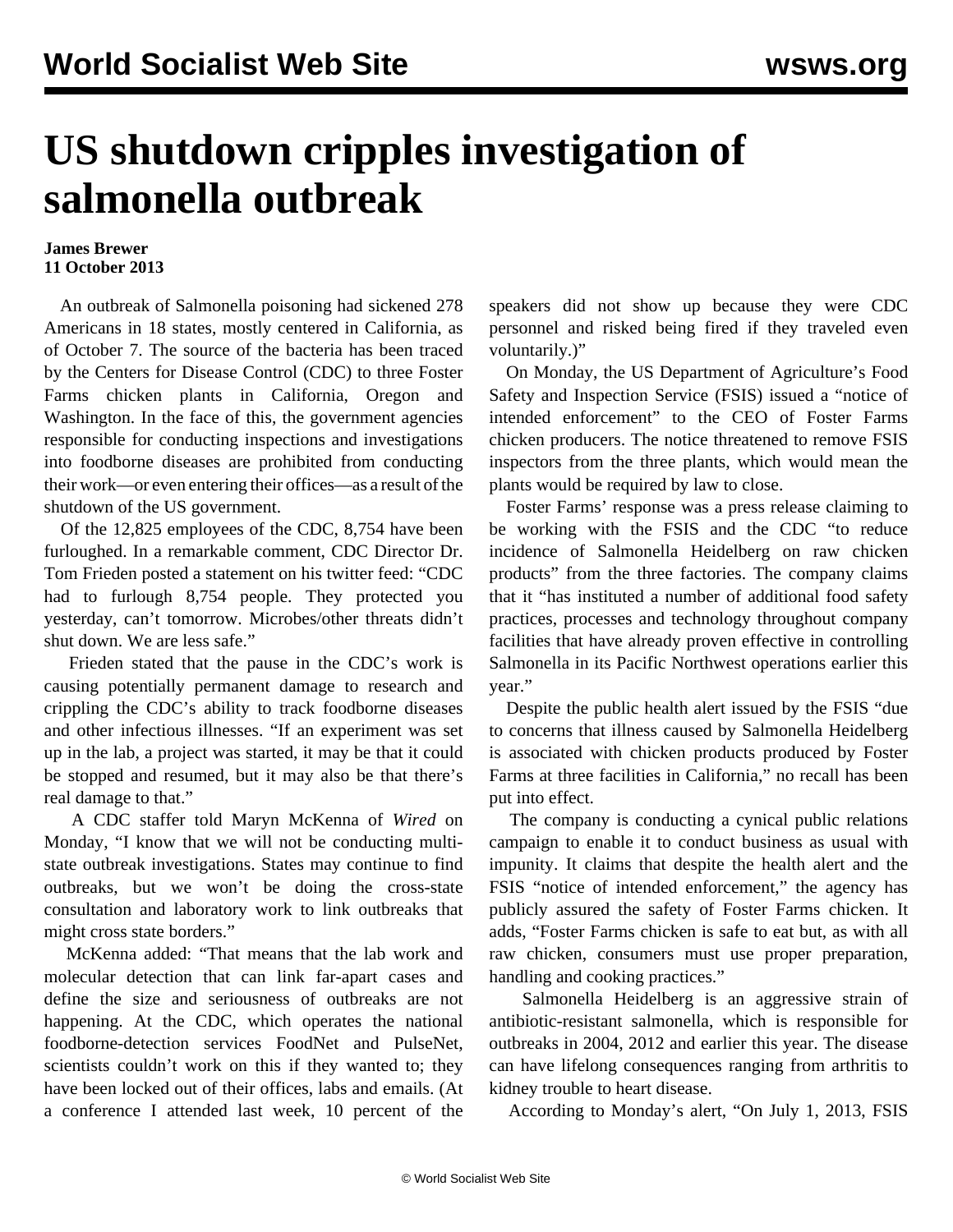# US shutdown cripples investigation of salmonella outbreak

**James Brewer**
**11 October 2013**

An outbreak of Salmonella poisoning had sickened 278 Americans in 18 states, mostly centered in California, as of October 7. The source of the bacteria has been traced by the Centers for Disease Control (CDC) to three Foster Farms chicken plants in California, Oregon and Washington. In the face of this, the government agencies responsible for conducting inspections and investigations into foodborne diseases are prohibited from conducting their work—or even entering their offices—as a result of the shutdown of the US government.

Of the 12,825 employees of the CDC, 8,754 have been furloughed. In a remarkable comment, CDC Director Dr. Tom Frieden posted a statement on his twitter feed: "CDC had to furlough 8,754 people. They protected you yesterday, can't tomorrow. Microbes/other threats didn't shut down. We are less safe."

Frieden stated that the pause in the CDC's work is causing potentially permanent damage to research and crippling the CDC's ability to track foodborne diseases and other infectious illnesses. "If an experiment was set up in the lab, a project was started, it may be that it could be stopped and resumed, but it may also be that there's real damage to that."

A CDC staffer told Maryn McKenna of *Wired* on Monday, "I know that we will not be conducting multi-state outbreak investigations. States may continue to find outbreaks, but we won't be doing the cross-state consultation and laboratory work to link outbreaks that might cross state borders."

McKenna added: "That means that the lab work and molecular detection that can link far-apart cases and define the size and seriousness of outbreaks are not happening. At the CDC, which operates the national foodborne-detection services FoodNet and PulseNet, scientists couldn't work on this if they wanted to; they have been locked out of their offices, labs and emails. (At a conference I attended last week, 10 percent of the speakers did not show up because they were CDC personnel and risked being fired if they traveled even voluntarily.)"

On Monday, the US Department of Agriculture's Food Safety and Inspection Service (FSIS) issued a "notice of intended enforcement" to the CEO of Foster Farms chicken producers. The notice threatened to remove FSIS inspectors from the three plants, which would mean the plants would be required by law to close.

Foster Farms' response was a press release claiming to be working with the FSIS and the CDC "to reduce incidence of Salmonella Heidelberg on raw chicken products" from the three factories. The company claims that it "has instituted a number of additional food safety practices, processes and technology throughout company facilities that have already proven effective in controlling Salmonella in its Pacific Northwest operations earlier this year."

Despite the public health alert issued by the FSIS "due to concerns that illness caused by Salmonella Heidelberg is associated with chicken products produced by Foster Farms at three facilities in California," no recall has been put into effect.

The company is conducting a cynical public relations campaign to enable it to conduct business as usual with impunity. It claims that despite the health alert and the FSIS "notice of intended enforcement," the agency has publicly assured the safety of Foster Farms chicken. It adds, "Foster Farms chicken is safe to eat but, as with all raw chicken, consumers must use proper preparation, handling and cooking practices."

Salmonella Heidelberg is an aggressive strain of antibiotic-resistant salmonella, which is responsible for outbreaks in 2004, 2012 and earlier this year. The disease can have lifelong consequences ranging from arthritis to kidney trouble to heart disease.

According to Monday's alert, "On July 1, 2013, FSIS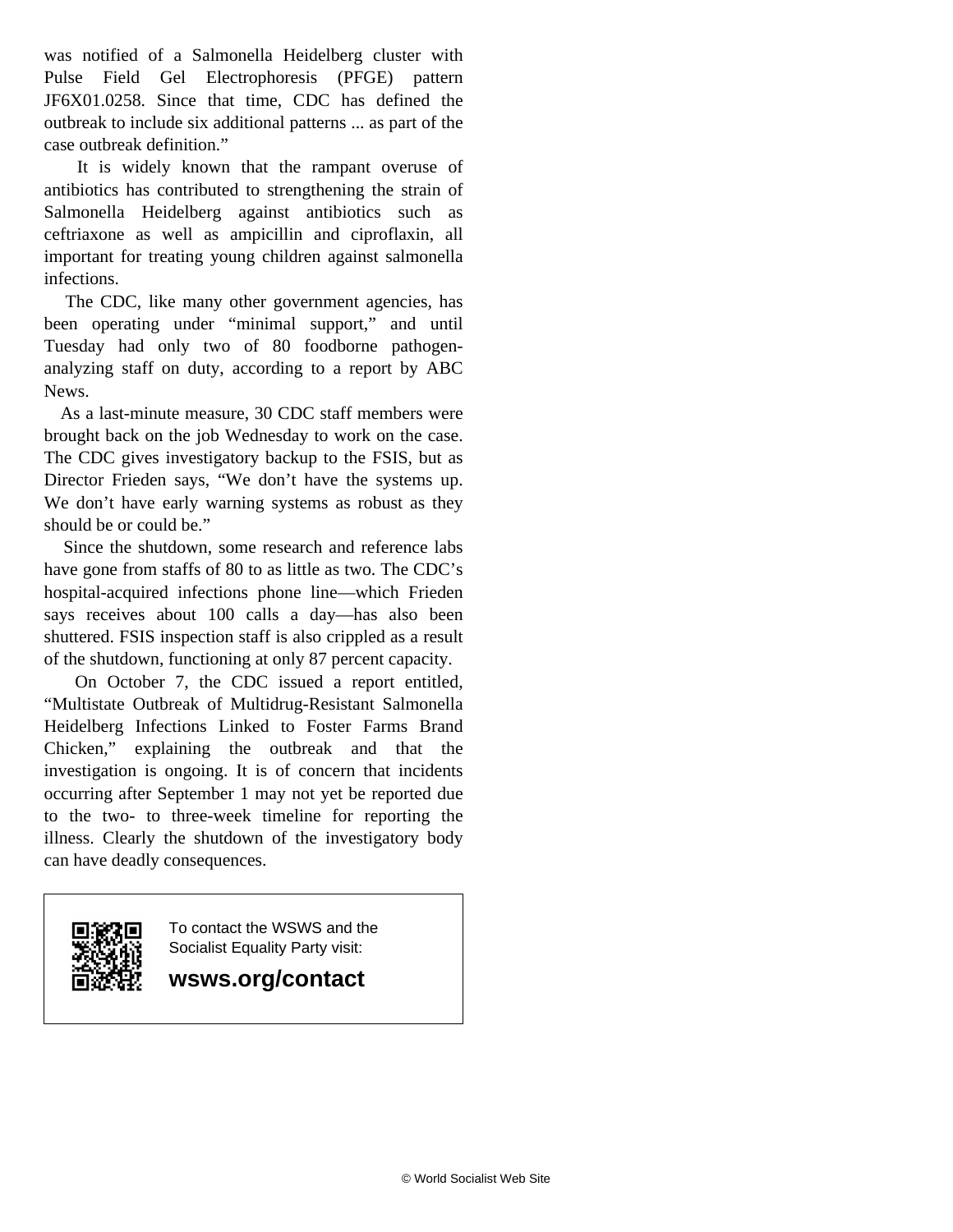was notified of a Salmonella Heidelberg cluster with Pulse Field Gel Electrophoresis (PFGE) pattern JF6X01.0258. Since that time, CDC has defined the outbreak to include six additional patterns ... as part of the case outbreak definition."

It is widely known that the rampant overuse of antibiotics has contributed to strengthening the strain of Salmonella Heidelberg against antibiotics such as ceftriaxone as well as ampicillin and ciproflaxin, all important for treating young children against salmonella infections.

The CDC, like many other government agencies, has been operating under "minimal support," and until Tuesday had only two of 80 foodborne pathogen-analyzing staff on duty, according to a report by ABC News.

As a last-minute measure, 30 CDC staff members were brought back on the job Wednesday to work on the case. The CDC gives investigatory backup to the FSIS, but as Director Frieden says, "We don't have the systems up. We don't have early warning systems as robust as they should be or could be."

Since the shutdown, some research and reference labs have gone from staffs of 80 to as little as two. The CDC's hospital-acquired infections phone line—which Frieden says receives about 100 calls a day—has also been shuttered. FSIS inspection staff is also crippled as a result of the shutdown, functioning at only 87 percent capacity.

On October 7, the CDC issued a report entitled, "Multistate Outbreak of Multidrug-Resistant Salmonella Heidelberg Infections Linked to Foster Farms Brand Chicken," explaining the outbreak and that the investigation is ongoing. It is of concern that incidents occurring after September 1 may not yet be reported due to the two- to three-week timeline for reporting the illness. Clearly the shutdown of the investigatory body can have deadly consequences.

To contact the WSWS and the Socialist Equality Party visit:

**wsws.org/contact**